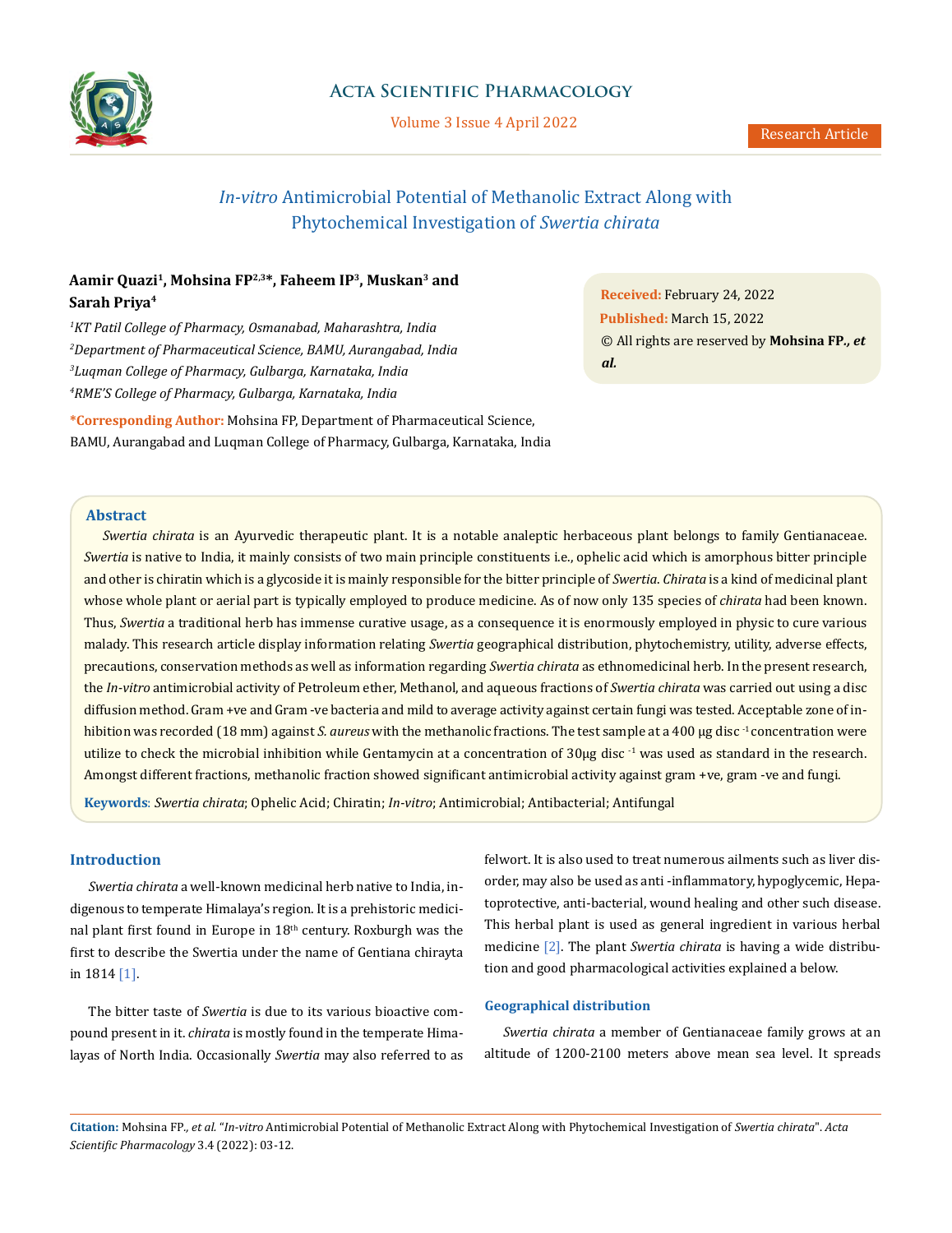# *In-vitro* Antimicrobial Potential of Methanolic Extract Along with Phytochemical Investigation of *Swertia chirata*

**Aamir Quazi[1], Mohsina FP[2,3]\*, Faheem IP[3], Muskan[3] and Sarah Priya[4]**

[1]*KT Patil College of Pharmacy, Osmanabad, Maharashtra, India*
[2]*Department of Pharmaceutical Science, BAMU, Aurangabad, India*
[3]*Luqman College of Pharmacy, Gulbarga, Karnataka, India*
[4]*RME'S College of Pharmacy, Gulbarga, Karnataka, India*

**\*Corresponding Author:** Mohsina FP, Department of Pharmaceutical Science, BAMU, Aurangabad and Luqman College of Pharmacy, Gulbarga, Karnataka, India

**Received:** February 24, 2022
**Published:** March 15, 2022
© All rights are reserved by **Mohsina FP., *et al.***

## Abstract

*Swertia chirata* is an Ayurvedic therapeutic plant. It is a notable analeptic herbaceous plant belongs to family Gentianaceae. *Swertia* is native to India, it mainly consists of two main principle constituents i.e., ophelic acid which is amorphous bitter principle and other is chiratin which is a glycoside it is mainly responsible for the bitter principle of *Swertia*. *Chirata* is a kind of medicinal plant whose whole plant or aerial part is typically employed to produce medicine. As of now only 135 species of *chirata* had been known. Thus, *Swertia* a traditional herb has immense curative usage, as a consequence it is enormously employed in physic to cure various malady. This research article display information relating *Swertia* geographical distribution, phytochemistry, utility, adverse effects, precautions, conservation methods as well as information regarding *Swertia chirata* as ethnomedicinal herb. In the present research, the *In-vitro* antimicrobial activity of Petroleum ether, Methanol, and aqueous fractions of *Swertia chirata* was carried out using a disc diffusion method. Gram +ve and Gram -ve bacteria and mild to average activity against certain fungi was tested. Acceptable zone of inhibition was recorded (18 mm) against *S. aureus* with the methanolic fractions. The test sample at a 400 µg disc $^{-1}$ concentration were utilize to check the microbial inhibition while Gentamycin at a concentration of 30µg disc $^{-1}$ was used as standard in the research. Amongst different fractions, methanolic fraction showed significant antimicrobial activity against gram +ve, gram -ve and fungi.

**Keywords**: *Swertia chirata*; Ophelic Acid; Chiratin; *In-vitro*; Antimicrobial; Antibacterial; Antifungal

## Introduction

*Swertia chirata* a well-known medicinal herb native to India, indigenous to temperate Himalaya's region. It is a prehistoric medicinal plant first found in Europe in 18th century. Roxburgh was the first to describe the Swertia under the name of Gentiana chirayta in 1814 [1].

The bitter taste of *Swertia* is due to its various bioactive compound present in it. *chirata* is mostly found in the temperate Himalayas of North India. Occasionally *Swertia* may also referred to as felwort. It is also used to treat numerous ailments such as liver disorder, may also be used as anti -inflammatory, hypoglycemic, Hepatoprotective, anti-bacterial, wound healing and other such disease. This herbal plant is used as general ingredient in various herbal medicine [2]. The plant *Swertia chirata* is having a wide distribution and good pharmacological activities explained a below.

### Geographical distribution

*Swertia chirata* a member of Gentianaceae family grows at an altitude of 1200-2100 meters above mean sea level. It spreads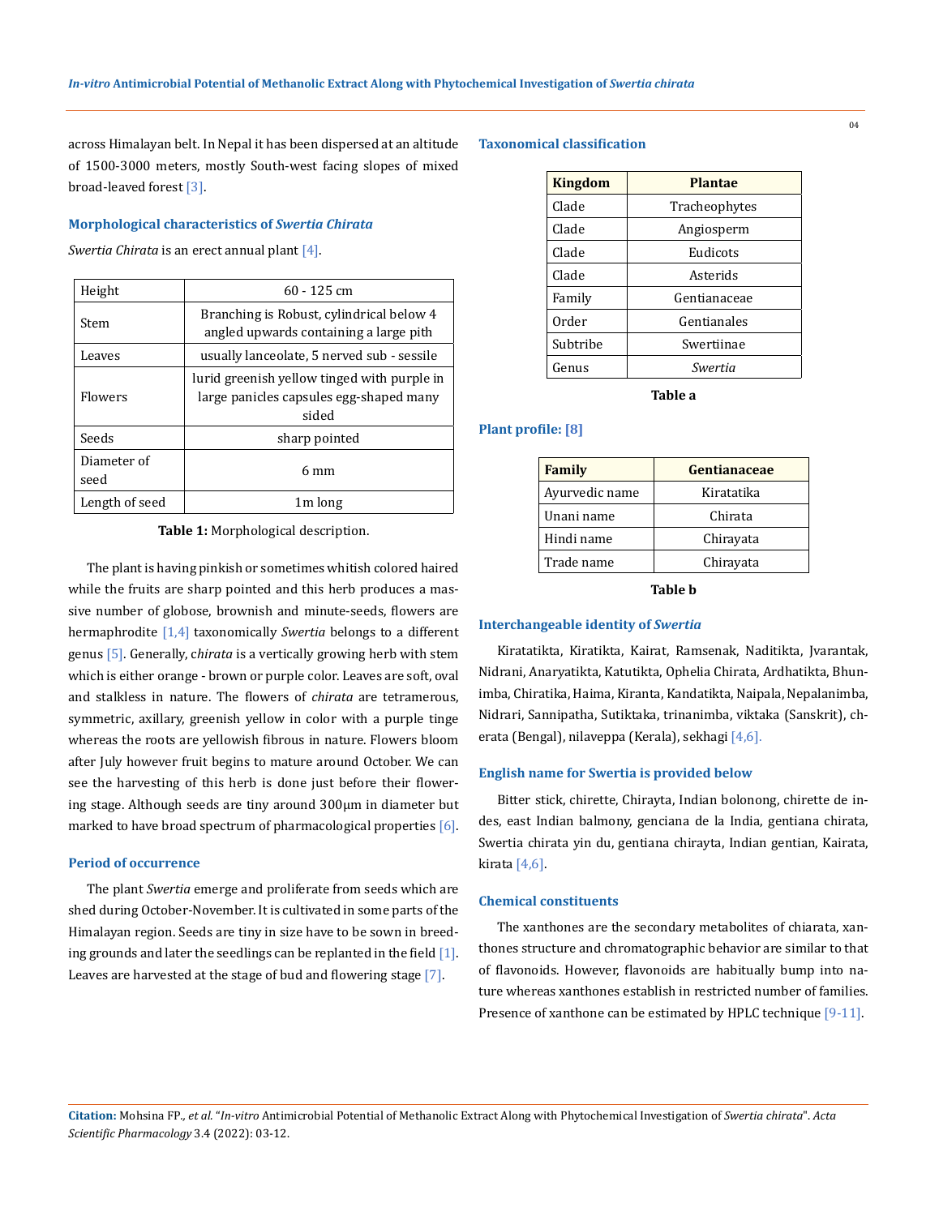across Himalayan belt. In Nepal it has been dispersed at an altitude of 1500-3000 meters, mostly South-west facing slopes of mixed broad-leaved forest [3].

### Morphological characteristics of *Swertia Chirata*

*Swertia Chirata* is an erect annual plant [4].

| | |
|---|---|
| Height | 60 - 125 cm |
| Stem | Branching is Robust, cylindrical below 4 angled upwards containing a large pith |
| Leaves | usually lanceolate, 5 nerved sub - sessile |
| Flowers | lurid greenish yellow tinged with purple in large panicles capsules egg-shaped many sided |
| Seeds | sharp pointed |
| Diameter of seed | 6 mm |
| Length of seed | 1m long |

**Table 1:** Morphological description.

The plant is having pinkish or sometimes whitish colored haired while the fruits are sharp pointed and this herb produces a massive number of globose, brownish and minute-seeds, flowers are hermaphrodite [1,4] taxonomically *Swertia* belongs to a different genus [5]. Generally, c*hirata* is a vertically growing herb with stem which is either orange - brown or purple color. Leaves are soft, oval and stalkless in nature. The flowers of *chirata* are tetramerous, symmetric, axillary, greenish yellow in color with a purple tinge whereas the roots are yellowish fibrous in nature. Flowers bloom after July however fruit begins to mature around October. We can see the harvesting of this herb is done just before their flowering stage. Although seeds are tiny around 300μm in diameter but marked to have broad spectrum of pharmacological properties [6].

### Period of occurrence

The plant *Swertia* emerge and proliferate from seeds which are shed during October-November. It is cultivated in some parts of the Himalayan region. Seeds are tiny in size have to be sown in breeding grounds and later the seedlings can be replanted in the field [1]. Leaves are harvested at the stage of bud and flowering stage [7].

### Taxonomical classification

| Kingdom | Plantae |
|---|---|
| Clade | Tracheophytes |
| Clade | Angiosperm |
| Clade | Eudicots |
| Clade | Asterids |
| Family | Gentianaceae |
| Order | Gentianales |
| Subtribe | Swertiinae |
| Genus | *Swertia* |

**Table a**

### Plant profile: [8]

| Family | Gentianaceae |
|---|---|
| Ayurvedic name | Kiratatika |
| Unani name | Chirata |
| Hindi name | Chirayata |
| Trade name | Chirayata |

**Table b**

### Interchangeable identity of *Swertia*

Kiratatikta, Kiratikta, Kairat, Ramsenak, Naditikta, Jvarantak, Nidrani, Anaryatikta, Katutikta, Ophelia Chirata, Ardhatikta, Bhunimba, Chiratika, Haima, Kiranta, Kandatikta, Naipala, Nepalanimba, Nidrari, Sannipatha, Sutiktaka, trinanimba, viktaka (Sanskrit), cherata (Bengal), nilaveppa (Kerala), sekhagi [4,6].

### English name for Swertia is provided below

Bitter stick, chirette, Chirayta, Indian bolonong, chirette de indes, east Indian balmony, genciana de la India, gentiana chirata, Swertia chirata yin du, gentiana chirayta, Indian gentian, Kairata, kirata [4,6].

### Chemical constituents

The xanthones are the secondary metabolites of chiarata, xanthones structure and chromatographic behavior are similar to that of flavonoids. However, flavonoids are habitually bump into nature whereas xanthones establish in restricted number of families. Presence of xanthone can be estimated by HPLC technique [9-11].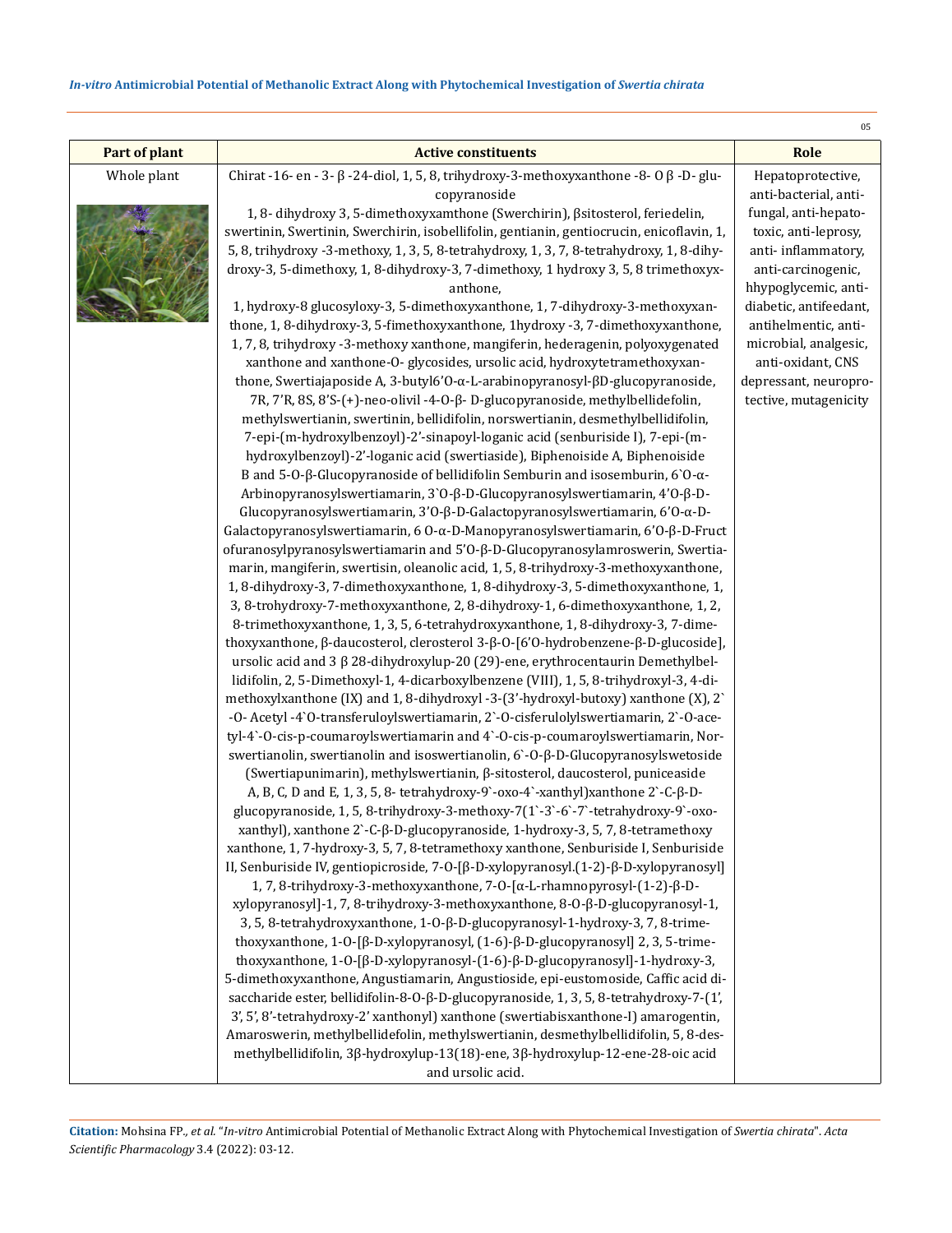| Part of plant | Active constituents | Role |
|---|---|---|
| Whole plant | Chirat -16- en - 3- β -24-diol, 1, 5, 8, trihydroxy-3-methoxyxanthone -8- O β -D- glucopyranoside 1, 8- dihydroxy 3, 5-dimethoxyxamthone (Swerchirin), βsitosterol, feriedelin, swertinin, Swertinin, Swerchirin, isobellifolin, gentianin, gentiocrucin, enicoflavin, 1, 5, 8, trihydroxy -3-methoxy, 1, 3, 5, 8-tetrahydroxy, 1, 3, 7, 8-tetrahydroxy, 1, 8-dihydroxy-3, 5-dimethoxy, 1, 8-dihydroxy-3, 7-dimethoxy, 1 hydroxy 3, 5, 8 trimethoxyxanthone, 1, hydroxy-8 glucosyloxy-3, 5-dimethoxyxanthone, 1, 7-dihydroxy-3-methoxyxanthone, 1, 8-dihydroxy-3, 5-fimethoxyxanthone, 1hydroxy -3, 7-dimethoxyxanthone, 1, 7, 8, trihydroxy -3-methoxy xanthone, mangiferin, hederagenin, polyoxygenated xanthone and xanthone-O- glycosides, ursolic acid, hydroxytetramethoxyxanthone, Swertiajaposide A, 3-butyl6'O-α-L-arabinopyranosyl-βD-glucopyranoside, 7R, 7'R, 8S, 8'S-(+)-neo-olivil -4-O-β- D-glucopyranoside, methylbellidefolin, methylswertianin, swertinin, bellidifolin, norswertianin, desmethylbellidifolin, 7-epi-(m-hydroxylbenzoyl)-2'-sinapoyl-loganic acid (senburiside I), 7-epi-(m-hydroxylbenzoyl)-2'-loganic acid (swertiaside), Biphenoiside A, Biphenoiside B and 5-O-β-Glucopyranoside of bellidifolin Semburin and isosemburin, 6`O-α-Arbinopyranosylswertiamarin, 3`O-β-D-Glucopyranosylswertiamarin, 4'O-β-D-Glucopyranosylswertiamarin, 3'O-β-D-Galactopyranosylswertiamarin, 6'O-α-D-Galactopyranosylswertiamarin, 6 O-α-D-Manopyranosylswertiamarin, 6'O-β-D-Fructofuranosylpyranosylswertiamarin and 5'O-β-D-Glucopyranosylamroswerin, Swertiamarin, mangiferin, swertisin, oleanolic acid, 1, 5, 8-trihydroxy-3-methoxyxanthone, 1, 8-dihydroxy-3, 7-dimethoxyxanthone, 1, 8-dihydroxy-3, 5-dimethoxyxanthone, 1, 3, 8-trohydroxy-7-methoxyxanthone, 2, 8-dihydroxy-1, 6-dimethoxyxanthone, 1, 2, 8-trimethoxyxanthone, 1, 3, 5, 6-tetrahydroxyxanthone, 1, 8-dihydroxy-3, 7-dimethoxyxanthone, β-daucosterol, clerosterol 3-β-O-[6'O-hydrobenzene-β-D-glucoside], ursolic acid and 3 β 28-dihydroxylup-20 (29)-ene, erythrocentaurin Demethylbellidifolin, 2, 5-Dimethoxyl-1, 4-dicarboxylbenzene (VIII), 1, 5, 8-trihydroxyl-3, 4-dimethoxylxanthone (IX) and 1, 8-dihydroxyl -3-(3'-hydroxyl-butoxy) xanthone (X), 2` -O- Acetyl -4`O-transferuloylswertiamarin, 2`-O-cisferulolylswertiamarin, 2`-O-acetyl-4`-O-cis-p-coumaroylswertiamarin and 4`-O-cis-p-coumaroylswertiamarin, Norswertianolin, swertianolin and isoswertianolin, 6`-O-β-D-Glucopyranosylswetoside (Swertiapunimarin), methylswertianin, β-sitosterol, daucosterol, puniceaside A, B, C, D and E, 1, 3, 5, 8- tetrahydroxy-9`-oxo-4`-xanthyl)xanthone 2`-C-β-D-glucopyranoside, 1, 5, 8-trihydroxy-3-methoxy-7(1`-3`-6`-7`-tetrahydroxy-9`-oxo-xanthyl), xanthone 2`-C-β-D-glucopyranoside, 1-hydroxy-3, 5, 7, 8-tetramethoxy xanthone, 1, 7-hydroxy-3, 5, 7, 8-tetramethoxy xanthone, Senburiside I, Senburiside II, Senburiside IV, gentiopicroside, 7-O-[β-D-xylopyranosyl.(1-2)-β-D-xylopyranosyl] 1, 7, 8-trihydroxy-3-methoxyxanthone, 7-O-[α-L-rhamnopyrosyl-(1-2)-β-D-xylopyranosyl]-1, 7, 8-trihydroxy-3-methoxyxanthone, 8-O-β-D-glucopyranosyl-1, 3, 5, 8-tetrahydroxyxanthone, 1-O-β-D-glucopyranosyl-1-hydroxy-3, 7, 8-trimethoxyxanthone, 1-O-[β-D-xylopyranosyl, (1-6)-β-D-glucopyranosyl] 2, 3, 5-trimethoxyxanthone, 1-O-[β-D-xylopyranosyl-(1-6)-β-D-glucopyranosyl]-1-hydroxy-3, 5-dimethoxyxanthone, Angustiamarin, Angustioside, epi-eustomoside, Caffic acid disaccharide ester, bellidifolin-8-O-β-D-glucopyranoside, 1, 3, 5, 8-tetrahydroxy-7-(1', 3', 5', 8'-tetrahydroxy-2' xanthonyl) xanthone (swertiabisxanthone-I) amarogentin, Amaroswerin, methylbellidefolin, methylswertianin, desmethylbellidifolin, 5, 8-desmethylbellidifolin, 3β-hydroxylup-13(18)-ene, 3β-hydroxylup-12-ene-28-oic acid and ursolic acid. | Hepatoprotective, anti-bacterial, anti-fungal, anti-hepatotoxic, anti-leprosy, anti- inflammatory, anti-carcinogenic, hhypoglycemic, anti-diabetic, antifeedant, antihelmentic, anti-microbial, analgesic, anti-oxidant, CNS depressant, neuroprotective, mutagenicity |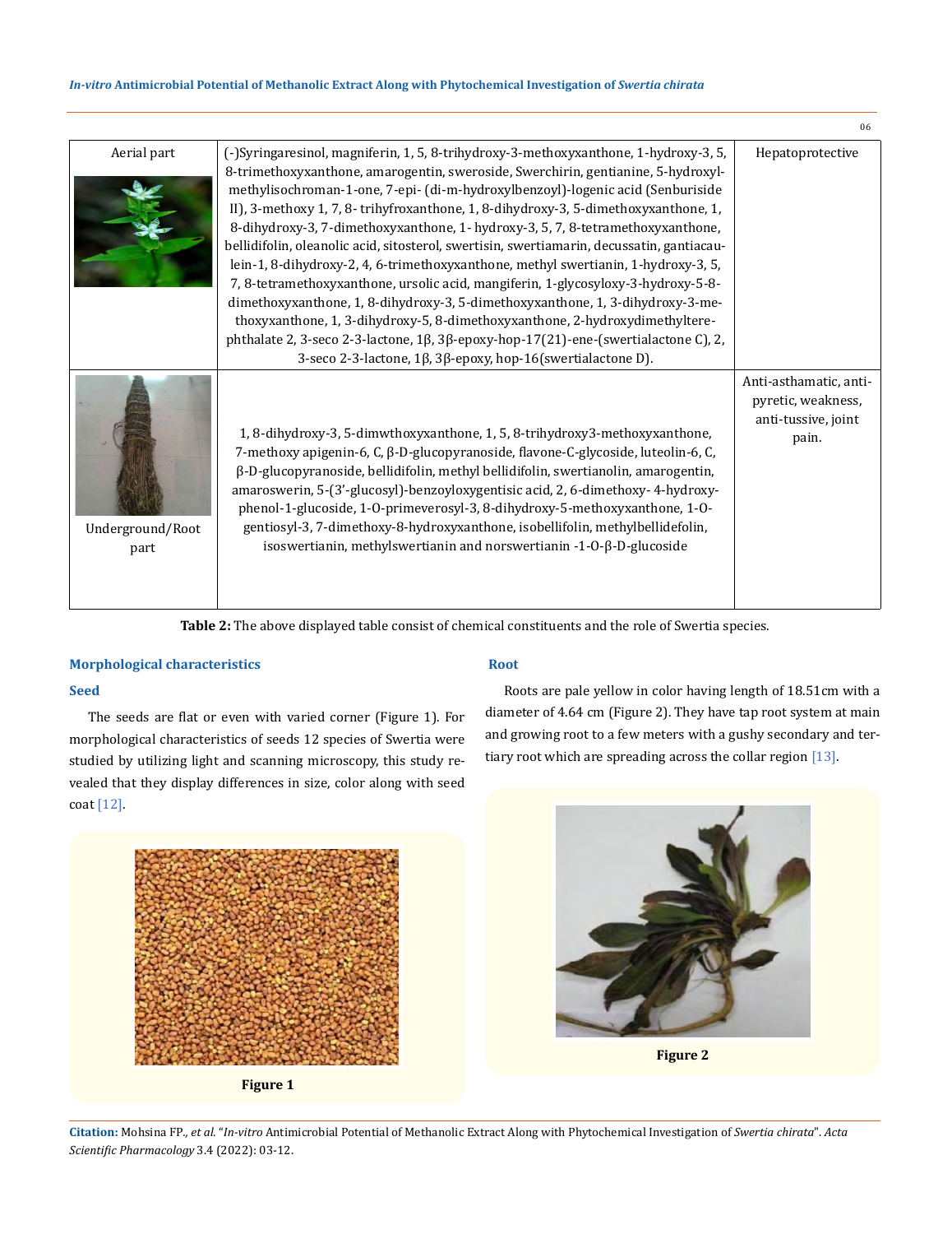| Aerial part | (-)Syringaresinol, magniferin, 1, 5, 8-trihydroxy-3-methoxyxanthone, 1-hydroxy-3, 5, 8-trimethoxyxanthone, amarogentin, sweroside, Swerchirin, gentianine, 5-hydroxylmethylisochroman-1-one, 7-epi- (di-m-hydroxylbenzoyl)-logenic acid (Senburiside II), 3-methoxy 1, 7, 8- trihyfroxanthone, 1, 8-dihydroxy-3, 5-dimethoxyxanthone, 1, 8-dihydroxy-3, 7-dimethoxyxanthone, 1- hydroxy-3, 5, 7, 8-tetramethoxyxanthone, bellidifolin, oleanolic acid, sitosterol, swertisin, swertiamarin, decussatin, gantiacaulein-1, 8-dihydroxy-2, 4, 6-trimethoxyxanthone, methyl swertianin, 1-hydroxy-3, 5, 7, 8-tetramethoxyxanthone, ursolic acid, mangiferin, 1-glycosyloxy-3-hydroxy-5-8-dimethoxyxanthone, 1, 8-dihydroxy-3, 5-dimethoxyxanthone, 1, 3-dihydroxy-3-methoxyxanthone, 1, 3-dihydroxy-5, 8-dimethoxyxanthone, 2-hydroxydimethylterephthalate 2, 3-seco 2-3-lactone, 1β, 3β-epoxy-hop-17(21)-ene-(swertialactone C), 2, 3-seco 2-3-lactone, 1β, 3β-epoxy, hop-16(swertialactone D). | Hepatoprotective |
|---|---|---|
| Underground/Root part | 1, 8-dihydroxy-3, 5-dimwthoxyxanthone, 1, 5, 8-trihydroxy3-methoxyxanthone, 7-methoxy apigenin-6, C, β-D-glucopyranoside, flavone-C-glycoside, luteolin-6, C, β-D-glucopyranoside, bellidifolin, methyl bellidifolin, swertianolin, amarogentin, amaroswerin, 5-(3'-glucosyl)-benzoyloxygentisic acid, 2, 6-dimethoxy- 4-hydroxyphenol-1-glucoside, 1-O-primeverosyl-3, 8-dihydroxy-5-methoxyxanthone, 1-O-gentiosyl-3, 7-dimethoxy-8-hydroxyxanthone, isobellifolin, methylbellidefolin, isoswertianin, methylswertianin and norswertianin -1-O-β-D-glucoside | Anti-asthamatic, anti-pyretic, weakness, anti-tussive, joint pain. |

**Table 2:** The above displayed table consist of chemical constituents and the role of Swertia species.

### Morphological characteristics

#### Seed

The seeds are flat or even with varied corner (Figure 1). For morphological characteristics of seeds 12 species of Swertia were studied by utilizing light and scanning microscopy, this study revealed that they display differences in size, color along with seed coat [12].

**Figure 1**

#### Root

Roots are pale yellow in color having length of 18.51cm with a diameter of 4.64 cm (Figure 2). They have tap root system at main and growing root to a few meters with a gushy secondary and tertiary root which are spreading across the collar region [13].

**Figure 2**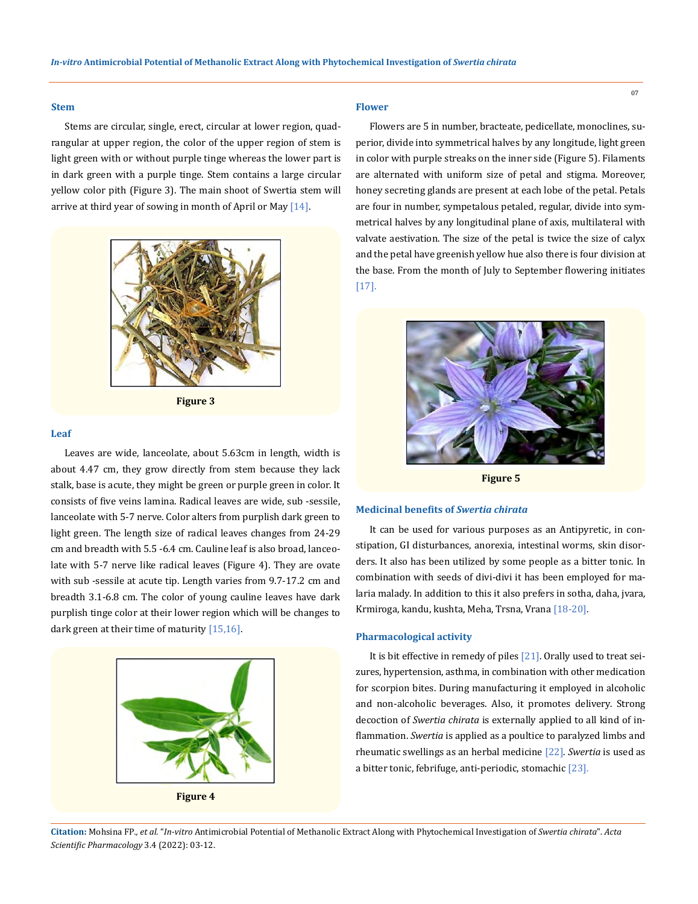### Stem

Stems are circular, single, erect, circular at lower region, quadrangular at upper region, the color of the upper region of stem is light green with or without purple tinge whereas the lower part is in dark green with a purple tinge. Stem contains a large circular yellow color pith (Figure 3). The main shoot of Swertia stem will arrive at third year of sowing in month of April or May [14].

Figure 3

### Leaf

Leaves are wide, lanceolate, about 5.63cm in length, width is about 4.47 cm, they grow directly from stem because they lack stalk, base is acute, they might be green or purple green in color. It consists of five veins lamina. Radical leaves are wide, sub -sessile, lanceolate with 5-7 nerve. Color alters from purplish dark green to light green. The length size of radical leaves changes from 24-29 cm and breadth with 5.5 -6.4 cm. Cauline leaf is also broad, lanceolate with 5-7 nerve like radical leaves (Figure 4). They are ovate with sub -sessile at acute tip. Length varies from 9.7-17.2 cm and breadth 3.1-6.8 cm. The color of young cauline leaves have dark purplish tinge color at their lower region which will be changes to dark green at their time of maturity [15,16].

Figure 4

### Flower

Flowers are 5 in number, bracteate, pedicellate, monoclines, superior, divide into symmetrical halves by any longitude, light green in color with purple streaks on the inner side (Figure 5). Filaments are alternated with uniform size of petal and stigma. Moreover, honey secreting glands are present at each lobe of the petal. Petals are four in number, sympetalous petaled, regular, divide into symmetrical halves by any longitudinal plane of axis, multilateral with valvate aestivation. The size of the petal is twice the size of calyx and the petal have greenish yellow hue also there is four division at the base. From the month of July to September flowering initiates [17].

Figure 5

### Medicinal benefits of *Swertia chirata*

It can be used for various purposes as an Antipyretic, in constipation, GI disturbances, anorexia, intestinal worms, skin disorders. It also has been utilized by some people as a bitter tonic. In combination with seeds of divi-divi it has been employed for malaria malady. In addition to this it also prefers in sotha, daha, jvara, Krmiroga, kandu, kushta, Meha, Trsna, Vrana [18-20].

### Pharmacological activity

It is bit effective in remedy of piles [21]. Orally used to treat seizures, hypertension, asthma, in combination with other medication for scorpion bites. During manufacturing it employed in alcoholic and non-alcoholic beverages. Also, it promotes delivery. Strong decoction of *Swertia chirata* is externally applied to all kind of inflammation. *Swertia* is applied as a poultice to paralyzed limbs and rheumatic swellings as an herbal medicine [22]. *Swertia* is used as a bitter tonic, febrifuge, anti-periodic, stomachic [23].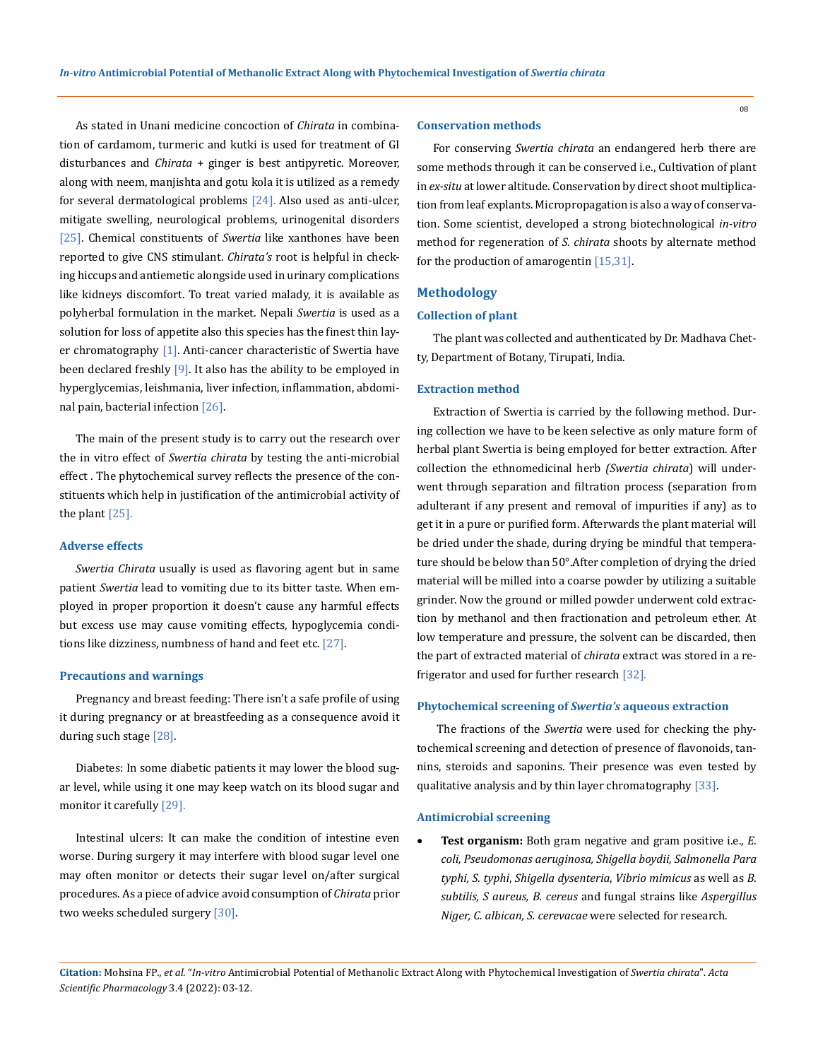As stated in Unani medicine concoction of *Chirata* in combination of cardamom, turmeric and kutki is used for treatment of GI disturbances and *Chirata* + ginger is best antipyretic. Moreover, along with neem, manjishta and gotu kola it is utilized as a remedy for several dermatological problems [24]. Also used as anti-ulcer, mitigate swelling, neurological problems, urinogenital disorders [25]. Chemical constituents of *Swertia* like xanthones have been reported to give CNS stimulant. *Chirata's* root is helpful in checking hiccups and antiemetic alongside used in urinary complications like kidneys discomfort. To treat varied malady, it is available as polyherbal formulation in the market. Nepali *Swertia* is used as a solution for loss of appetite also this species has the finest thin layer chromatography [1]. Anti-cancer characteristic of Swertia have been declared freshly [9]. It also has the ability to be employed in hyperglycemias, leishmania, liver infection, inflammation, abdominal pain, bacterial infection [26].

The main of the present study is to carry out the research over the in vitro effect of *Swertia chirata* by testing the anti-microbial effect . The phytochemical survey reflects the presence of the constituents which help in justification of the antimicrobial activity of the plant [25].

### Adverse effects

*Swertia Chirata* usually is used as flavoring agent but in same patient *Swertia* lead to vomiting due to its bitter taste. When employed in proper proportion it doesn't cause any harmful effects but excess use may cause vomiting effects, hypoglycemia conditions like dizziness, numbness of hand and feet etc. [27].

### Precautions and warnings

Pregnancy and breast feeding: There isn't a safe profile of using it during pregnancy or at breastfeeding as a consequence avoid it during such stage [28].

Diabetes: In some diabetic patients it may lower the blood sugar level, while using it one may keep watch on its blood sugar and monitor it carefully [29].

Intestinal ulcers: It can make the condition of intestine even worse. During surgery it may interfere with blood sugar level one may often monitor or detects their sugar level on/after surgical procedures. As a piece of advice avoid consumption of *Chirata* prior two weeks scheduled surgery [30].

### Conservation methods

For conserving *Swertia chirata* an endangered herb there are some methods through it can be conserved i.e., Cultivation of plant in *ex-situ* at lower altitude. Conservation by direct shoot multiplication from leaf explants. Micropropagation is also a way of conservation. Some scientist, developed a strong biotechnological *in-vitro* method for regeneration of *S. chirata* shoots by alternate method for the production of amarogentin [15,31].

## Methodology

### Collection of plant

The plant was collected and authenticated by Dr. Madhava Chetty, Department of Botany, Tirupati, India.

### Extraction method

Extraction of Swertia is carried by the following method. During collection we have to be keen selective as only mature form of herbal plant Swertia is being employed for better extraction. After collection the ethnomedicinal herb *(Swertia chirata*) will underwent through separation and filtration process (separation from adulterant if any present and removal of impurities if any) as to get it in a pure or purified form. Afterwards the plant material will be dried under the shade, during drying be mindful that temperature should be below than 50°.After completion of drying the dried material will be milled into a coarse powder by utilizing a suitable grinder. Now the ground or milled powder underwent cold extraction by methanol and then fractionation and petroleum ether. At low temperature and pressure, the solvent can be discarded, then the part of extracted material of *chirata* extract was stored in a refrigerator and used for further research [32].

### Phytochemical screening of *Swertia's* aqueous extraction

The fractions of the *Swertia* were used for checking the phytochemical screening and detection of presence of flavonoids, tannins, steroids and saponins. Their presence was even tested by qualitative analysis and by thin layer chromatography [33].

### Antimicrobial screening

- **Test organism:** Both gram negative and gram positive i.e., *E. coli, Pseudomonas aeruginosa, Shigella boydii, Salmonella Para typhi, S. typhi*, *Shigella dysenteria*, *Vibrio mimicus* as well as *B. subtilis, S aureus, B. cereus* and fungal strains like *Aspergillus Niger, C. albican, S. cerevacae* were selected for research.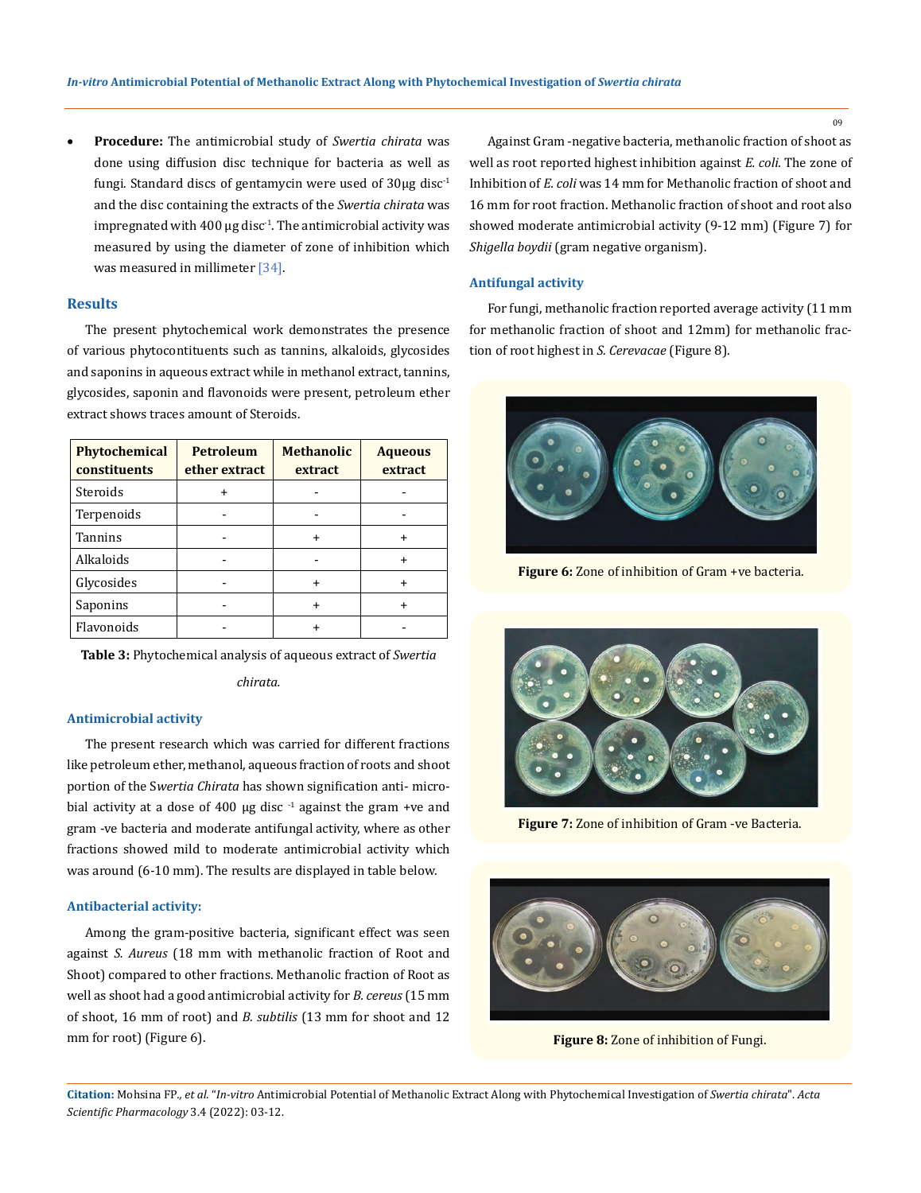- **Procedure:** The antimicrobial study of *Swertia chirata* was done using diffusion disc technique for bacteria as well as fungi. Standard discs of gentamycin were used of 30μg disc$^{-1}$ and the disc containing the extracts of the *Swertia chirata* was impregnated with 400 μg disc$^{-1}$. The antimicrobial activity was measured by using the diameter of zone of inhibition which was measured in millimeter [34].

## Results

The present phytochemical work demonstrates the presence of various phytocontituents such as tannins, alkaloids, glycosides and saponins in aqueous extract while in methanol extract, tannins, glycosides, saponin and flavonoids were present, petroleum ether extract shows traces amount of Steroids.

| Phytochemical constituents | Petroleum ether extract | Methanolic extract | Aqueous extract |
|---|---|---|---|
| Steroids | + | - | - |
| Terpenoids | - | - | - |
| Tannins | - | + | + |
| Alkaloids | - | - | + |
| Glycosides | - | + | + |
| Saponins | - | + | + |
| Flavonoids | - | + | - |

**Table 3:** Phytochemical analysis of aqueous extract of *Swertia chirata.*

### Antimicrobial activity

The present research which was carried for different fractions like petroleum ether, methanol, aqueous fraction of roots and shoot portion of the S*wertia Chirata* has shown signification anti- microbial activity at a dose of 400 μg disc $^{-1}$ against the gram +ve and gram -ve bacteria and moderate antifungal activity, where as other fractions showed mild to moderate antimicrobial activity which was around (6-10 mm). The results are displayed in table below.

### Antibacterial activity:

Among the gram-positive bacteria, significant effect was seen against *S. Aureus* (18 mm with methanolic fraction of Root and Shoot) compared to other fractions. Methanolic fraction of Root as well as shoot had a good antimicrobial activity for *B. cereus* (15 mm of shoot, 16 mm of root) and *B. subtilis* (13 mm for shoot and 12 mm for root) (Figure 6).

Against Gram -negative bacteria, methanolic fraction of shoot as well as root reported highest inhibition against *E. coli.* The zone of Inhibition of *E. coli* was 14 mm for Methanolic fraction of shoot and 16 mm for root fraction. Methanolic fraction of shoot and root also showed moderate antimicrobial activity (9-12 mm) (Figure 7) for *Shigella boydii* (gram negative organism).

### Antifungal activity

For fungi, methanolic fraction reported average activity (11 mm for methanolic fraction of shoot and 12mm) for methanolic fraction of root highest in *S. Cerevacae* (Figure 8).

**Figure 6:** Zone of inhibition of Gram +ve bacteria.

**Figure 7:** Zone of inhibition of Gram -ve Bacteria.

**Figure 8:** Zone of inhibition of Fungi.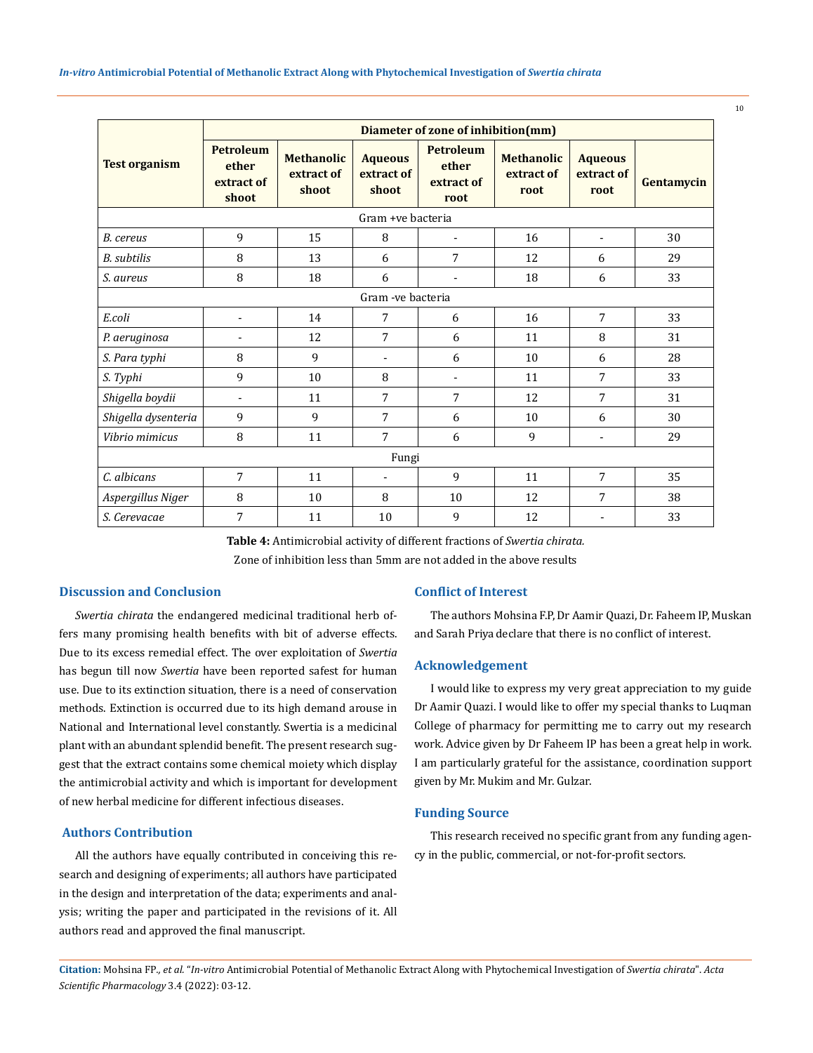| Test organism | Diameter of zone of inhibition(mm) | | | | | | |
|---|---|---|---|---|---|---|---|
| | Petroleum ether extract of shoot | Methanolic extract of shoot | Aqueous extract of shoot | Petroleum ether extract of root | Methanolic extract of root | Aqueous extract of root | Gentamycin |
| Gram +ve bacteria | | | | | | | |
| *B. cereus* | 9 | 15 | 8 | - | 16 | - | 30 |
| *B. subtilis* | 8 | 13 | 6 | 7 | 12 | 6 | 29 |
| *S. aureus* | 8 | 18 | 6 | - | 18 | 6 | 33 |
| Gram -ve bacteria | | | | | | | |
| *E.coli* | - | 14 | 7 | 6 | 16 | 7 | 33 |
| *P. aeruginosa* | - | 12 | 7 | 6 | 11 | 8 | 31 |
| *S. Para typhi* | 8 | 9 | - | 6 | 10 | 6 | 28 |
| *S. Typhi* | 9 | 10 | 8 | - | 11 | 7 | 33 |
| *Shigella boydii* | - | 11 | 7 | 7 | 12 | 7 | 31 |
| *Shigella dysenteria* | 9 | 9 | 7 | 6 | 10 | 6 | 30 |
| *Vibrio mimicus* | 8 | 11 | 7 | 6 | 9 | - | 29 |
| Fungi | | | | | | | |
| *C. albicans* | 7 | 11 | - | 9 | 11 | 7 | 35 |
| *Aspergillus Niger* | 8 | 10 | 8 | 10 | 12 | 7 | 38 |
| *S. Cerevacae* | 7 | 11 | 10 | 9 | 12 | - | 33 |

**Table 4:** Antimicrobial activity of different fractions of *Swertia chirata.*

Zone of inhibition less than 5mm are not added in the above results

## Discussion and Conclusion

*Swertia chirata* the endangered medicinal traditional herb offers many promising health benefits with bit of adverse effects. Due to its excess remedial effect. The over exploitation of *Swertia* has begun till now *Swertia* have been reported safest for human use. Due to its extinction situation, there is a need of conservation methods. Extinction is occurred due to its high demand arouse in National and International level constantly. Swertia is a medicinal plant with an abundant splendid benefit. The present research suggest that the extract contains some chemical moiety which display the antimicrobial activity and which is important for development of new herbal medicine for different infectious diseases.

## Authors Contribution

All the authors have equally contributed in conceiving this research and designing of experiments; all authors have participated in the design and interpretation of the data; experiments and analysis; writing the paper and participated in the revisions of it. All authors read and approved the final manuscript.

## Conflict of Interest

The authors Mohsina F.P, Dr Aamir Quazi, Dr. Faheem IP, Muskan and Sarah Priya declare that there is no conflict of interest.

## Acknowledgement

I would like to express my very great appreciation to my guide Dr Aamir Quazi. I would like to offer my special thanks to Luqman College of pharmacy for permitting me to carry out my research work. Advice given by Dr Faheem IP has been a great help in work. I am particularly grateful for the assistance, coordination support given by Mr. Mukim and Mr. Gulzar.

## Funding Source

This research received no specific grant from any funding agency in the public, commercial, or not-for-profit sectors.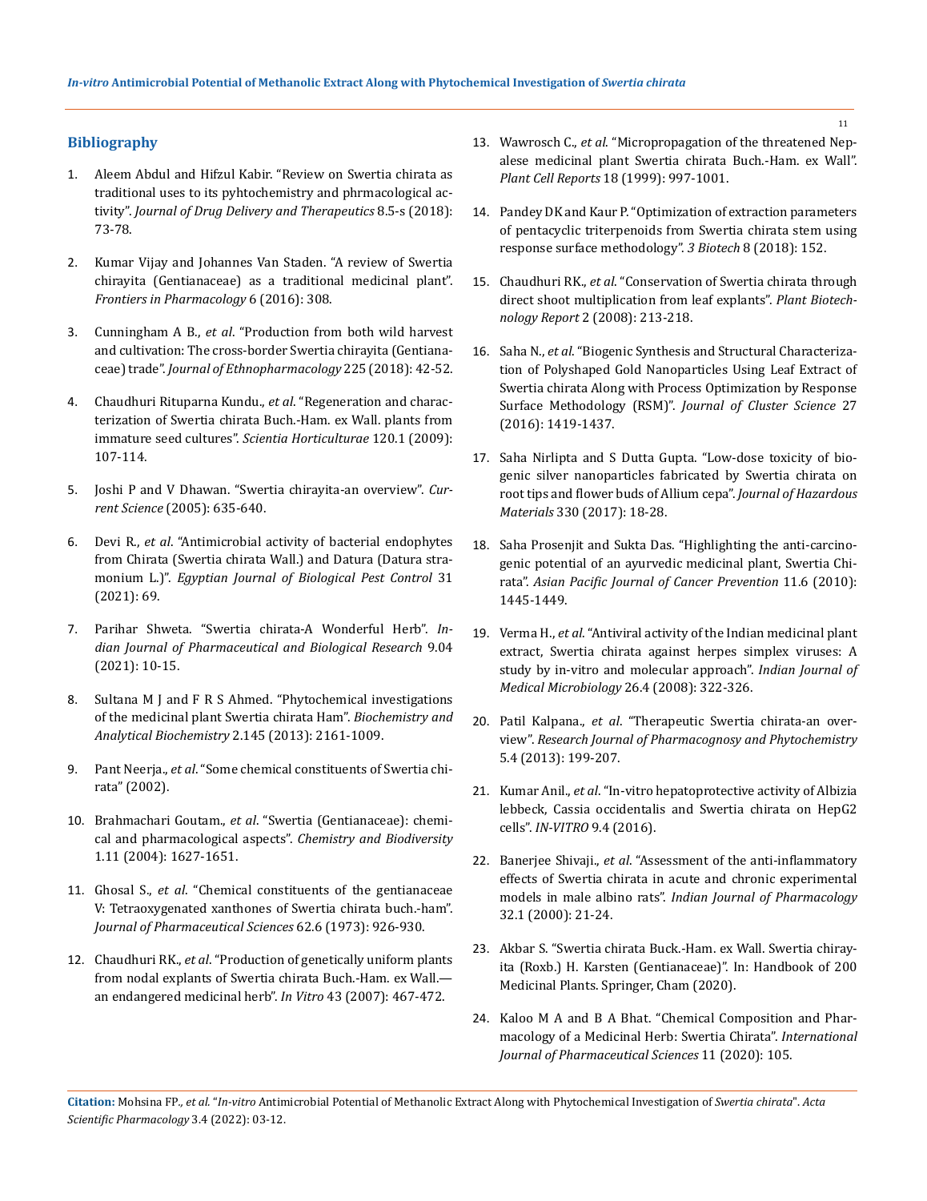## Bibliography

1. Aleem Abdul and Hifzul Kabir. "Review on Swertia chirata as traditional uses to its pyhtochemistry and phrmacological activity". *Journal of Drug Delivery and Therapeutics* 8.5-s (2018): 73-78.
2. Kumar Vijay and Johannes Van Staden. "A review of Swertia chirayita (Gentianaceae) as a traditional medicinal plant". *Frontiers in Pharmacology* 6 (2016): 308.
3. Cunningham A B., *et al*. "Production from both wild harvest and cultivation: The cross-border Swertia chirayita (Gentianaceae) trade". *Journal of Ethnopharmacology* 225 (2018): 42-52.
4. Chaudhuri Rituparna Kundu., *et al*. "Regeneration and characterization of Swertia chirata Buch.-Ham. ex Wall. plants from immature seed cultures". *Scientia Horticulturae* 120.1 (2009): 107-114.
5. Joshi P and V Dhawan. "Swertia chirayita-an overview". *Current Science* (2005): 635-640.
6. Devi R., *et al*. "Antimicrobial activity of bacterial endophytes from Chirata (Swertia chirata Wall.) and Datura (Datura stramonium L.)". *Egyptian Journal of Biological Pest Control* 31 (2021): 69.
7. Parihar Shweta. "Swertia chirata-A Wonderful Herb". *Indian Journal of Pharmaceutical and Biological Research* 9.04 (2021): 10-15.
8. Sultana M J and F R S Ahmed. "Phytochemical investigations of the medicinal plant Swertia chirata Ham". *Biochemistry and Analytical Biochemistry* 2.145 (2013): 2161-1009.
9. Pant Neerja., *et al*. "Some chemical constituents of Swertia chirata" (2002).
10. Brahmachari Goutam., *et al*. "Swertia (Gentianaceae): chemical and pharmacological aspects". *Chemistry and Biodiversity* 1.11 (2004): 1627-1651.
11. Ghosal S., *et al*. "Chemical constituents of the gentianaceae V: Tetraoxygenated xanthones of Swertia chirata buch.-ham". *Journal of Pharmaceutical Sciences* 62.6 (1973): 926-930.
12. Chaudhuri RK., *et al*. "Production of genetically uniform plants from nodal explants of Swertia chirata Buch.-Ham. ex Wall.—an endangered medicinal herb". *In Vitro* 43 (2007): 467-472.
13. Wawrosch C., *et al*. "Micropropagation of the threatened Nepalese medicinal plant Swertia chirata Buch.-Ham. ex Wall". *Plant Cell Reports* 18 (1999): 997-1001.
14. Pandey DK and Kaur P. "Optimization of extraction parameters of pentacyclic triterpenoids from Swertia chirata stem using response surface methodology". *3 Biotech* 8 (2018): 152.
15. Chaudhuri RK., *et al*. "Conservation of Swertia chirata through direct shoot multiplication from leaf explants". *Plant Biotechnology Report* 2 (2008): 213-218.
16. Saha N., *et al*. "Biogenic Synthesis and Structural Characterization of Polyshaped Gold Nanoparticles Using Leaf Extract of Swertia chirata Along with Process Optimization by Response Surface Methodology (RSM)". *Journal of Cluster Science* 27 (2016): 1419-1437.
17. Saha Nirlipta and S Dutta Gupta. "Low-dose toxicity of biogenic silver nanoparticles fabricated by Swertia chirata on root tips and flower buds of Allium cepa". *Journal of Hazardous Materials* 330 (2017): 18-28.
18. Saha Prosenjit and Sukta Das. "Highlighting the anti-carcinogenic potential of an ayurvedic medicinal plant, Swertia Chirata". *Asian Pacific Journal of Cancer Prevention* 11.6 (2010): 1445-1449.
19. Verma H., *et al*. "Antiviral activity of the Indian medicinal plant extract, Swertia chirata against herpes simplex viruses: A study by in-vitro and molecular approach". *Indian Journal of Medical Microbiology* 26.4 (2008): 322-326.
20. Patil Kalpana., *et al*. "Therapeutic Swertia chirata-an overview". *Research Journal of Pharmacognosy and Phytochemistry* 5.4 (2013): 199-207.
21. Kumar Anil., *et al*. "In-vitro hepatoprotective activity of Albizia lebbeck, Cassia occidentalis and Swertia chirata on HepG2 cells". *IN-VITRO* 9.4 (2016).
22. Banerjee Shivaji., *et al*. "Assessment of the anti-inflammatory effects of Swertia chirata in acute and chronic experimental models in male albino rats". *Indian Journal of Pharmacology* 32.1 (2000): 21-24.
23. Akbar S. "Swertia chirata Buck.-Ham. ex Wall. Swertia chirayita (Roxb.) H. Karsten (Gentianaceae)". In: Handbook of 200 Medicinal Plants. Springer, Cham (2020).
24. Kaloo M A and B A Bhat. "Chemical Composition and Pharmacology of a Medicinal Herb: Swertia Chirata". *International Journal of Pharmaceutical Sciences* 11 (2020): 105.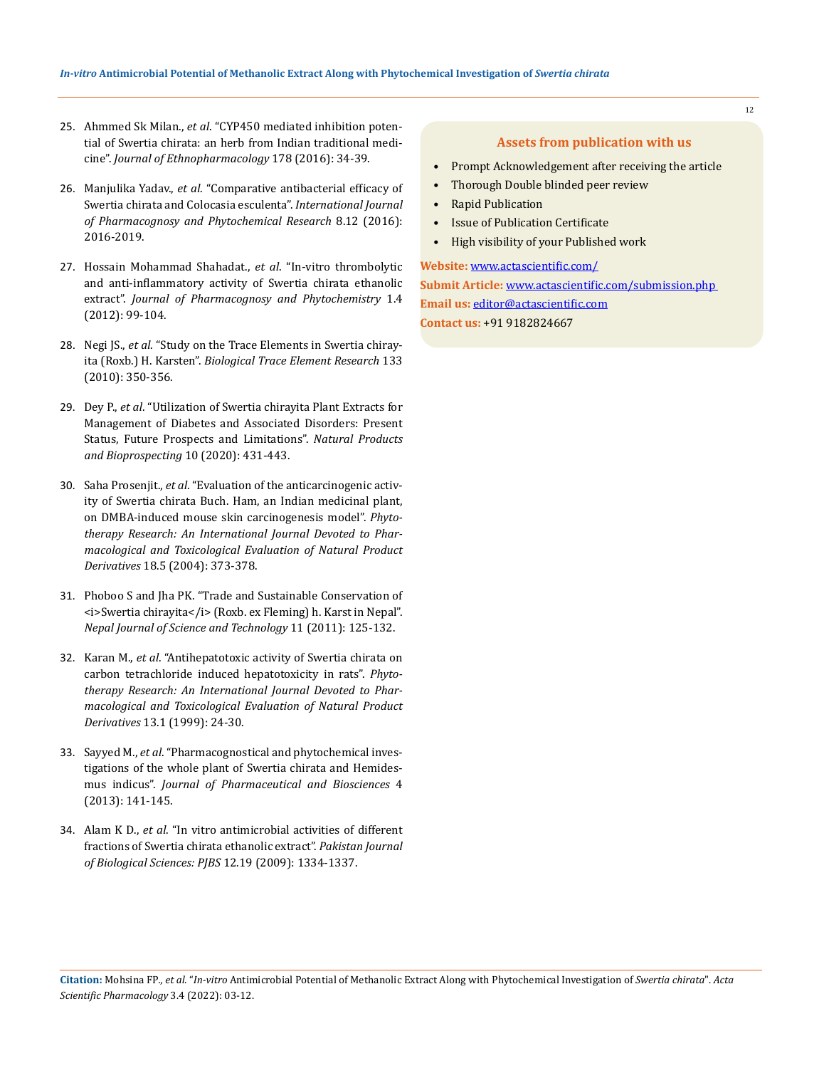25. Ahmmed Sk Milan., *et al*. "CYP450 mediated inhibition potential of Swertia chirata: an herb from Indian traditional medicine". *Journal of Ethnopharmacology* 178 (2016): 34-39.

26. Manjulika Yadav., *et al*. "Comparative antibacterial efficacy of Swertia chirata and Colocasia esculenta". *International Journal of Pharmacognosy and Phytochemical Research* 8.12 (2016): 2016-2019.

27. Hossain Mohammad Shahadat., *et al*. "In-vitro thrombolytic and anti-inflammatory activity of Swertia chirata ethanolic extract". *Journal of Pharmacognosy and Phytochemistry* 1.4 (2012): 99-104.

28. Negi JS., *et al*. "Study on the Trace Elements in Swertia chirayita (Roxb.) H. Karsten". *Biological Trace Element Research* 133 (2010): 350-356.

29. Dey P., *et al*. "Utilization of Swertia chirayita Plant Extracts for Management of Diabetes and Associated Disorders: Present Status, Future Prospects and Limitations". *Natural Products and Bioprospecting* 10 (2020): 431-443.

30. Saha Prosenjit., *et al*. "Evaluation of the anticarcinogenic activity of Swertia chirata Buch. Ham, an Indian medicinal plant, on DMBA-induced mouse skin carcinogenesis model". *Phytotherapy Research: An International Journal Devoted to Pharmacological and Toxicological Evaluation of Natural Product Derivatives* 18.5 (2004): 373-378.

31. Phoboo S and Jha PK. "Trade and Sustainable Conservation of <i>Swertia chirayita</i> (Roxb. ex Fleming) h. Karst in Nepal". *Nepal Journal of Science and Technology* 11 (2011): 125-132.

32. Karan M., *et al*. "Antihepatotoxic activity of Swertia chirata on carbon tetrachloride induced hepatotoxicity in rats". *Phytotherapy Research: An International Journal Devoted to Pharmacological and Toxicological Evaluation of Natural Product Derivatives* 13.1 (1999): 24-30.

33. Sayyed M., *et al*. "Pharmacognostical and phytochemical investigations of the whole plant of Swertia chirata and Hemidesmus indicus". *Journal of Pharmaceutical and Biosciences* 4 (2013): 141-145.

34. Alam K D., *et al*. "In vitro antimicrobial activities of different fractions of Swertia chirata ethanolic extract". *Pakistan Journal of Biological Sciences: PJBS* 12.19 (2009): 1334-1337.

### Assets from publication with us

- Prompt Acknowledgement after receiving the article
- Thorough Double blinded peer review
- Rapid Publication
- Issue of Publication Certificate
- High visibility of your Published work

**Website:** www.actascientific.com/

**Submit Article:** www.actascientific.com/submission.php

**Email us:** editor@actascientific.com

**Contact us:** +91 9182824667